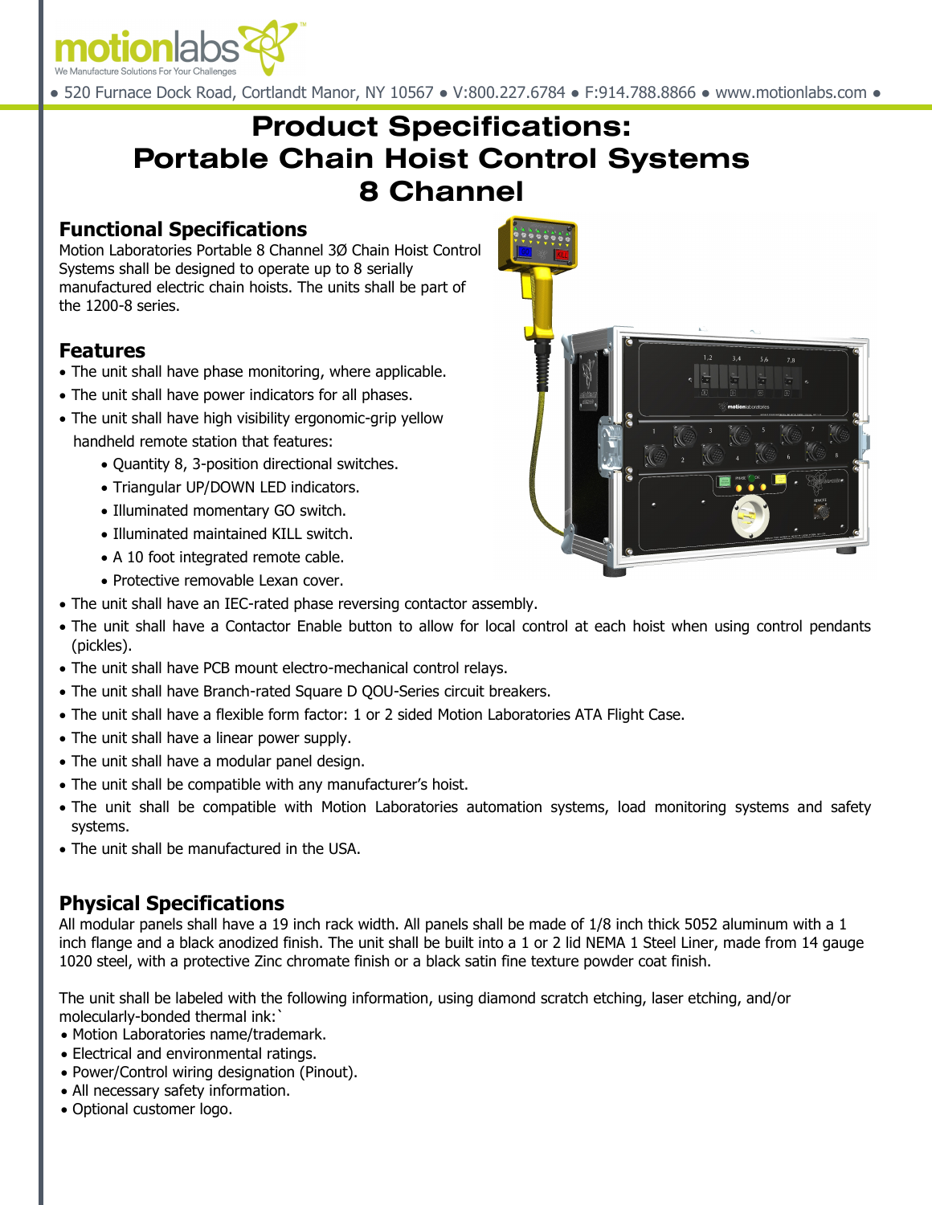● 520 Furnace Dock Road, Cortlandt Manor, NY 10567 ● V:800.227.6784 ● F:914.788.8866 ● www.motionlabs.com ●

# Product Specifications: Portable Chain Hoist Control Systems 8 Channel

## Functional Specifications

Motion Laboratories Portable 8 Channel 3Ø Chain Hoist Control Systems shall be designed to operate up to 8 serially manufactured electric chain hoists. The units shall be part of the 1200-8 series.

## Features

- The unit shall have phase monitoring, where applicable.
- The unit shall have power indicators for all phases.
- The unit shall have high visibility ergonomic-grip yellow handheld remote station that features:
  - Quantity 8, 3-position directional switches.
  - Triangular UP/DOWN LED indicators.
  - Illuminated momentary GO switch.
  - Illuminated maintained KILL switch.
  - A 10 foot integrated remote cable.
  - Protective removable Lexan cover.
- The unit shall have an IEC-rated phase reversing contactor assembly.
- The unit shall have a Contactor Enable button to allow for local control at each hoist when using control pendants (pickles).
- The unit shall have PCB mount electro-mechanical control relays.
- The unit shall have Branch-rated Square D QOU-Series circuit breakers.
- The unit shall have a flexible form factor: 1 or 2 sided Motion Laboratories ATA Flight Case.
- The unit shall have a linear power supply.
- The unit shall have a modular panel design.
- The unit shall be compatible with any manufacturer's hoist.
- The unit shall be compatible with Motion Laboratories automation systems, load monitoring systems and safety systems.
- The unit shall be manufactured in the USA.

## Physical Specifications

All modular panels shall have a 19 inch rack width. All panels shall be made of 1/8 inch thick 5052 aluminum with a 1 inch flange and a black anodized finish. The unit shall be built into a 1 or 2 lid NEMA 1 Steel Liner, made from 14 gauge 1020 steel, with a protective Zinc chromate finish or a black satin fine texture powder coat finish.

The unit shall be labeled with the following information, using diamond scratch etching, laser etching, and/or molecularly-bonded thermal ink:`

- Motion Laboratories name/trademark.
- Electrical and environmental ratings.
- Power/Control wiring designation (Pinout).
- All necessary safety information.
- Optional customer logo.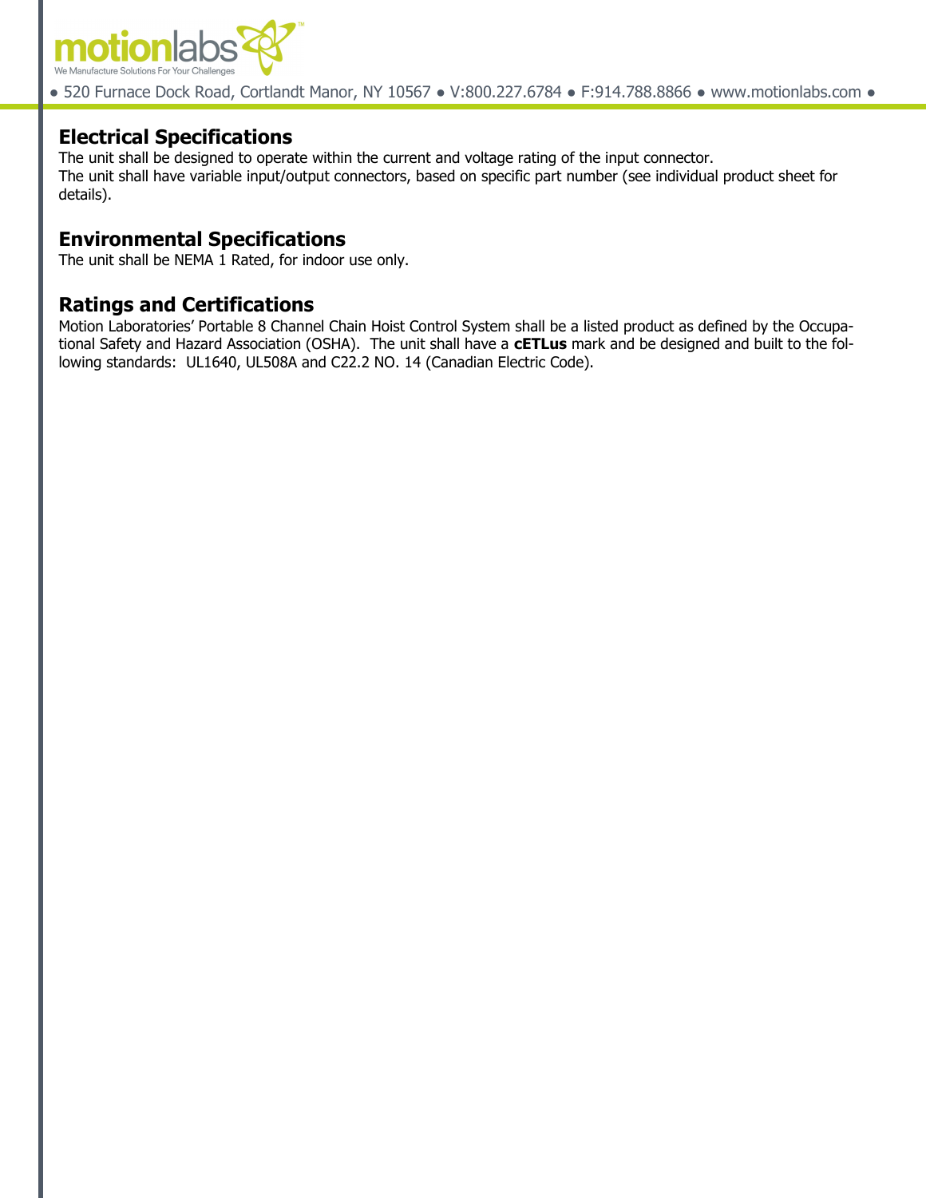## Electrical Specifications

The unit shall be designed to operate within the current and voltage rating of the input connector.
The unit shall have variable input/output connectors, based on specific part number (see individual product sheet for details).

## Environmental Specifications

The unit shall be NEMA 1 Rated, for indoor use only.

## Ratings and Certifications

Motion Laboratories' Portable 8 Channel Chain Hoist Control System shall be a listed product as defined by the Occupational Safety and Hazard Association (OSHA). The unit shall have a **cETLus** mark and be designed and built to the following standards: UL1640, UL508A and C22.2 NO. 14 (Canadian Electric Code).